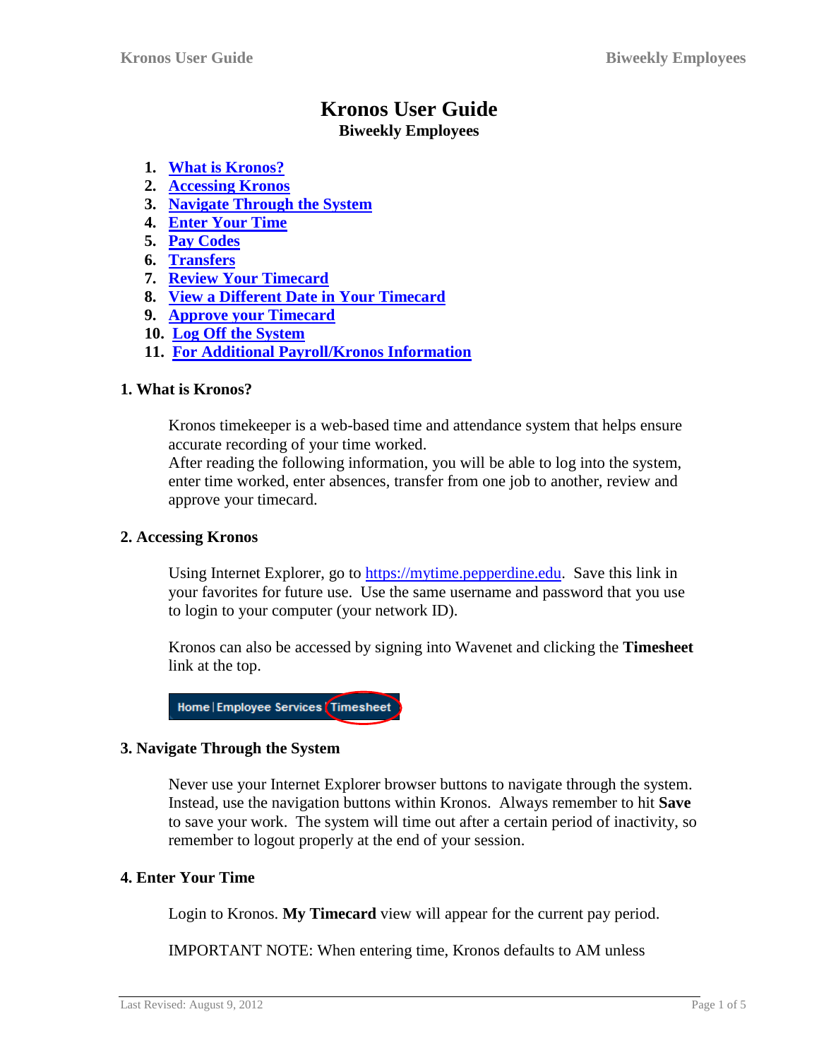# Kronos User Guide

**Biweekly Employees**

1. [What is Kronos?](#)
2. [Accessing Kronos](#)
3. [Navigate Through the System](#)
4. [Enter Your Time](#)
5. [Pay Codes](#)
6. [Transfers](#)
7. [Review Your Timecard](#)
8. [View a Different Date in Your Timecard](#)
9. [Approve your Timecard](#)
10. [Log Off the System](#)
11. [For Additional Payroll/Kronos Information](#)

## 1. What is Kronos?

Kronos timekeeper is a web-based time and attendance system that helps ensure accurate recording of your time worked.
After reading the following information, you will be able to log into the system, enter time worked, enter absences, transfer from one job to another, review and approve your timecard.

## 2. Accessing Kronos

Using Internet Explorer, go to https://mytime.pepperdine.edu. Save this link in your favorites for future use. Use the same username and password that you use to login to your computer (your network ID).

Kronos can also be accessed by signing into Wavenet and clicking the **Timesheet** link at the top.

Home | Employee Services | Timesheet

## 3. Navigate Through the System

Never use your Internet Explorer browser buttons to navigate through the system. Instead, use the navigation buttons within Kronos. Always remember to hit **Save** to save your work. The system will time out after a certain period of inactivity, so remember to logout properly at the end of your session.

## 4. Enter Your Time

Login to Kronos. **My Timecard** view will appear for the current pay period.

IMPORTANT NOTE: When entering time, Kronos defaults to AM unless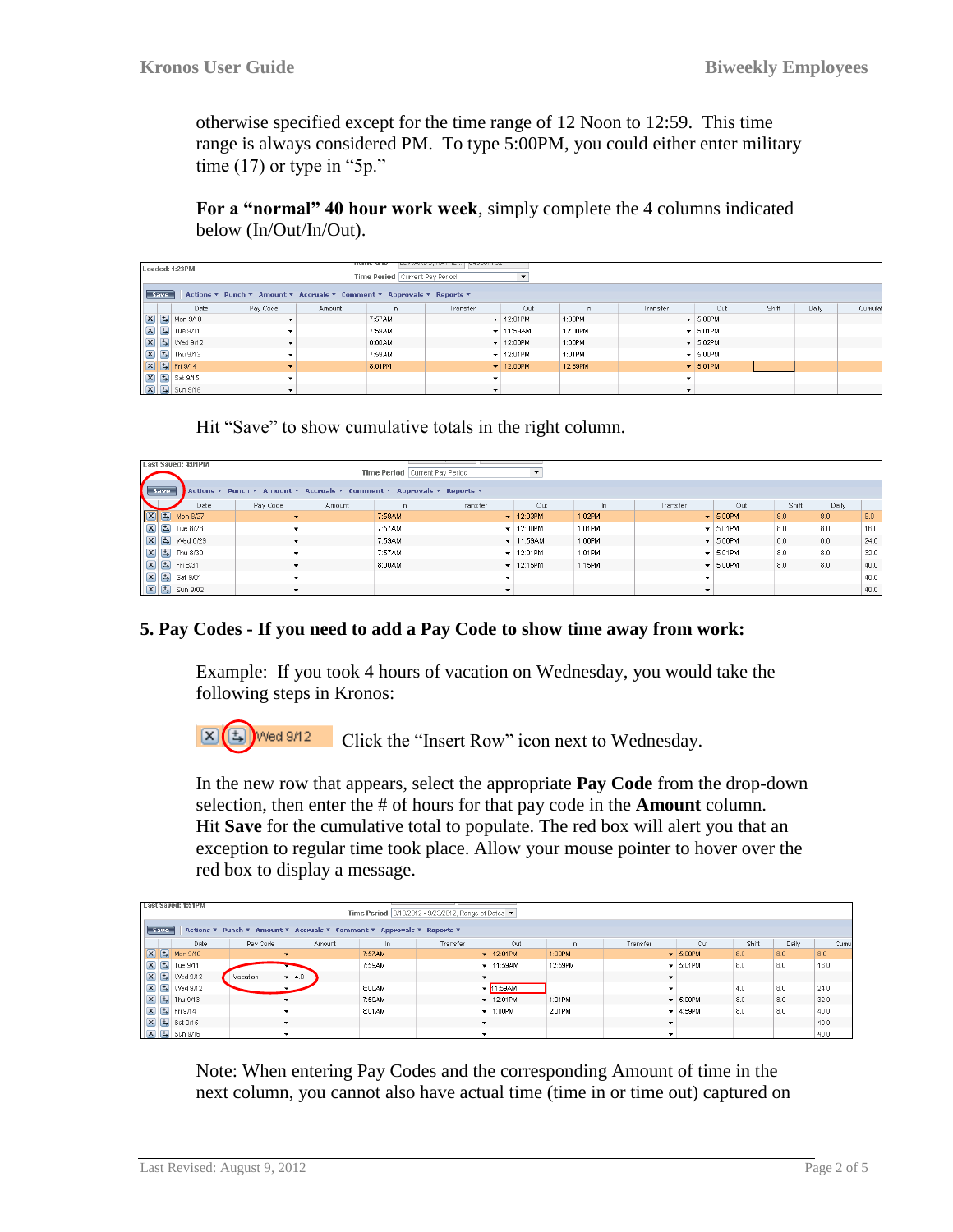otherwise specified except for the time range of 12 Noon to 12:59. This time range is always considered PM. To type 5:00PM, you could either enter military time (17) or type in "5p."

**For a "normal" 40 hour work week**, simply complete the 4 columns indicated below (In/Out/In/Out).

| Date | Pay Code | Amount | In | Transfer | Out | In | Transfer | Out | Shift | Daily | Cumulat |
|---|---|---|---|---|---|---|---|---|---|---|---|
| Mon 9/10 | | | 7:57AM | | 12:01PM | 1:00PM | | 5:00PM | | | |
| Tue 9/11 | | | 7:59AM | | 11:59AM | 12:00PM | | 5:01PM | | | |
| Wed 9/12 | | | 8:00AM | | 12:00PM | 1:00PM | | 5:02PM | | | |
| Thu 9/13 | | | 7:58AM | | 12:01PM | 1:01PM | | 5:00PM | | | |
| Fri 9/14 | | | 8:01PM | | 12:00PM | 12:59PM | | 5:01PM | | | |
| Sat 9/15 | | | | | | | | | | | |
| Sun 9/16 | | | | | | | | | | | |

Hit "Save" to show cumulative totals in the right column.

| Date | Pay Code | Amount | In | Transfer | Out | In | Transfer | Out | Shift | Daily | |
|---|---|---|---|---|---|---|---|---|---|---|---|
| Mon 8/27 | | | 7:58AM | | 12:03PM | 1:02PM | | 5:00PM | 8.0 | 8.0 | 8.0 |
| Tue 8/28 | | | 7:57AM | | 12:00PM | 1:01PM | | 5:01PM | 8.0 | 8.0 | 16.0 |
| Wed 8/29 | | | 7:59AM | | 11:59AM | 1:00PM | | 5:00PM | 8.0 | 8.0 | 24.0 |
| Thu 8/30 | | | 7:57AM | | 12:01PM | 1:01PM | | 5:01PM | 8.0 | 8.0 | 32.0 |
| Fri 8/31 | | | 8:00AM | | 12:15PM | 1:15PM | | 5:00PM | 8.0 | 8.0 | 40.0 |
| Sat 9/01 | | | | | | | | | | | 40.0 |
| Sun 9/02 | | | | | | | | | | | 40.0 |

## 5. Pay Codes - If you need to add a Pay Code to show time away from work:

Example: If you took 4 hours of vacation on Wednesday, you would take the following steps in Kronos:

Wed 9/12 — Click the "Insert Row" icon next to Wednesday.

In the new row that appears, select the appropriate **Pay Code** from the drop-down selection, then enter the # of hours for that pay code in the **Amount** column. Hit **Save** for the cumulative total to populate. The red box will alert you that an exception to regular time took place. Allow your mouse pointer to hover over the red box to display a message.

| Date | Pay Code | Amount | In | Transfer | Out | In | Transfer | Out | Shift | Daily | Cumu |
|---|---|---|---|---|---|---|---|---|---|---|---|
| Mon 9/10 | | | 7:57AM | | 12:01PM | 1:00PM | | 5:00PM | 8.0 | 8.0 | 8.0 |
| Tue 9/11 | | | 7:59AM | | 11:59AM | 12:59PM | | 5:01PM | 8.0 | 8.0 | 16.0 |
| Wed 9/12 | Vacation | 4.0 | | | | | | | | | |
| Wed 9/12 | | | 8:00AM | | 11:59AM | | | | 4.0 | 8.0 | 24.0 |
| Thu 9/13 | | | 7:58AM | | 12:01PM | 1:01PM | | 5:00PM | 8.0 | 8.0 | 32.0 |
| Fri 9/14 | | | 8:01AM | | 1:00PM | 2:01PM | | 4:59PM | 8.0 | 8.0 | 40.0 |
| Sat 9/15 | | | | | | | | | | | 40.0 |
| Sun 9/16 | | | | | | | | | | | 40.0 |

Note: When entering Pay Codes and the corresponding Amount of time in the next column, you cannot also have actual time (time in or time out) captured on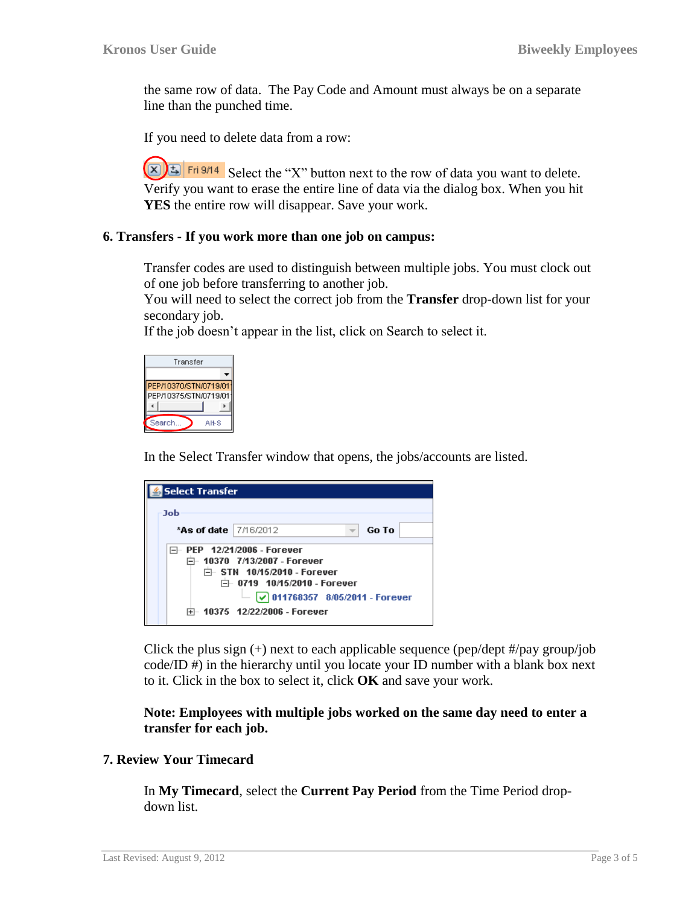the same row of data. The Pay Code and Amount must always be on a separate line than the punched time.

If you need to delete data from a row:

Select the "X" button next to the row of data you want to delete. Verify you want to erase the entire line of data via the dialog box. When you hit **YES** the entire row will disappear. Save your work.

### 6. Transfers - If you work more than one job on campus:

Transfer codes are used to distinguish between multiple jobs. You must clock out of one job before transferring to another job.
You will need to select the correct job from the **Transfer** drop-down list for your secondary job.
If the job doesn't appear in the list, click on Search to select it.

In the Select Transfer window that opens, the jobs/accounts are listed.

Click the plus sign (+) next to each applicable sequence (pep/dept #/pay group/job code/ID #) in the hierarchy until you locate your ID number with a blank box next to it. Click in the box to select it, click **OK** and save your work.

**Note: Employees with multiple jobs worked on the same day need to enter a transfer for each job.**

### 7. Review Your Timecard

In **My Timecard**, select the **Current Pay Period** from the Time Period drop-down list.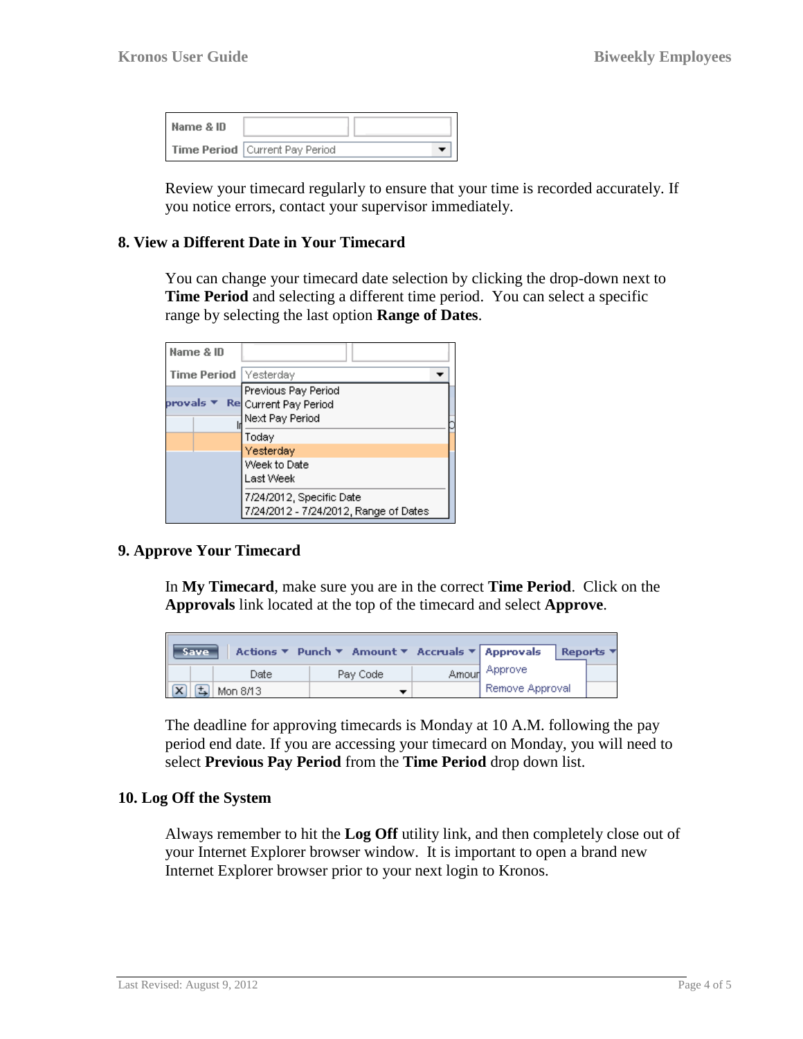Review your timecard regularly to ensure that your time is recorded accurately. If you notice errors, contact your supervisor immediately.

## 8. View a Different Date in Your Timecard

You can change your timecard date selection by clicking the drop-down next to **Time Period** and selecting a different time period. You can select a specific range by selecting the last option **Range of Dates**.

## 9. Approve Your Timecard

In **My Timecard**, make sure you are in the correct **Time Period**. Click on the **Approvals** link located at the top of the timecard and select **Approve**.

The deadline for approving timecards is Monday at 10 A.M. following the pay period end date. If you are accessing your timecard on Monday, you will need to select **Previous Pay Period** from the **Time Period** drop down list.

## 10. Log Off the System

Always remember to hit the **Log Off** utility link, and then completely close out of your Internet Explorer browser window. It is important to open a brand new Internet Explorer browser prior to your next login to Kronos.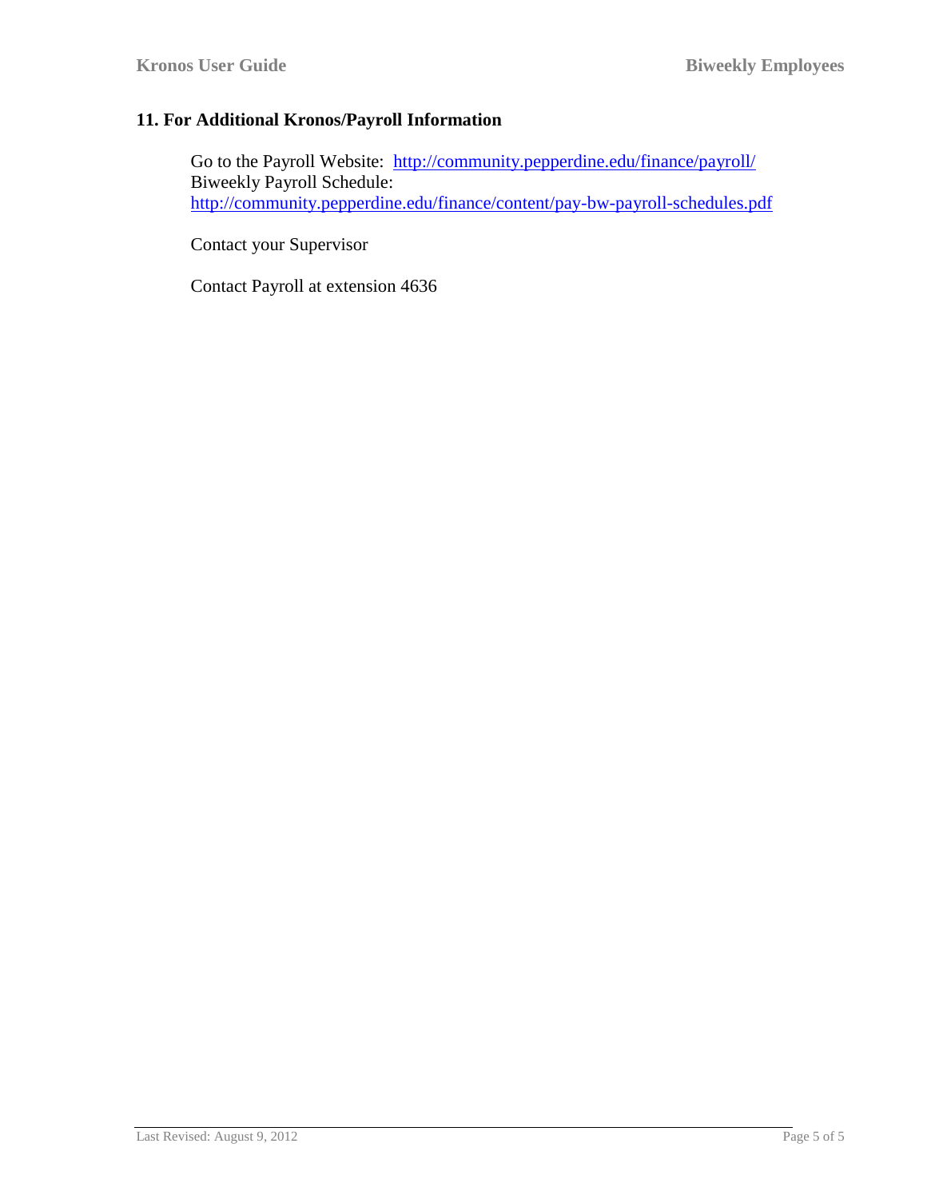## 11. For Additional Kronos/Payroll Information

Go to the Payroll Website: http://community.pepperdine.edu/finance/payroll/
Biweekly Payroll Schedule:
http://community.pepperdine.edu/finance/content/pay-bw-payroll-schedules.pdf

Contact your Supervisor

Contact Payroll at extension 4636